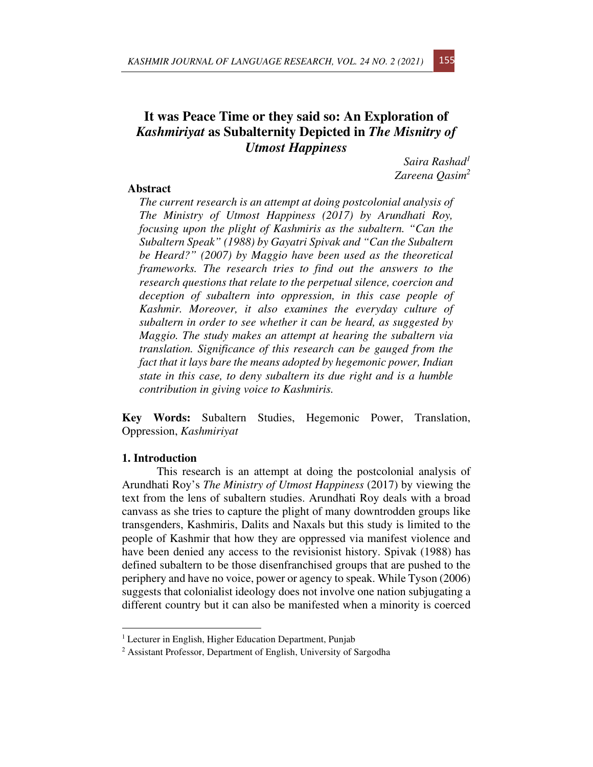# It was Peace Time or they said so: An Exploration of *Kashmiriyat* as Subalternity Depicted in *The Misnitry of Utmost Happiness*

*Saira Rashad*[1]
*Zareena Qasim*[2]

## Abstract

*The current research is an attempt at doing postcolonial analysis of The Ministry of Utmost Happiness (2017) by Arundhati Roy, focusing upon the plight of Kashmiris as the subaltern. "Can the Subaltern Speak" (1988) by Gayatri Spivak and "Can the Subaltern be Heard?" (2007) by Maggio have been used as the theoretical frameworks. The research tries to find out the answers to the research questions that relate to the perpetual silence, coercion and deception of subaltern into oppression, in this case people of Kashmir. Moreover, it also examines the everyday culture of subaltern in order to see whether it can be heard, as suggested by Maggio. The study makes an attempt at hearing the subaltern via translation. Significance of this research can be gauged from the fact that it lays bare the means adopted by hegemonic power, Indian state in this case, to deny subaltern its due right and is a humble contribution in giving voice to Kashmiris.*

**Key Words:** Subaltern Studies, Hegemonic Power, Translation, Oppression, *Kashmiriyat*

## 1. Introduction

This research is an attempt at doing the postcolonial analysis of Arundhati Roy's *The Ministry of Utmost Happiness* (2017) by viewing the text from the lens of subaltern studies. Arundhati Roy deals with a broad canvass as she tries to capture the plight of many downtrodden groups like transgenders, Kashmiris, Dalits and Naxals but this study is limited to the people of Kashmir that how they are oppressed via manifest violence and have been denied any access to the revisionist history. Spivak (1988) has defined subaltern to be those disenfranchised groups that are pushed to the periphery and have no voice, power or agency to speak. While Tyson (2006) suggests that colonialist ideology does not involve one nation subjugating a different country but it can also be manifested when a minority is coerced

---

[1] Lecturer in English, Higher Education Department, Punjab

[2] Assistant Professor, Department of English, University of Sargodha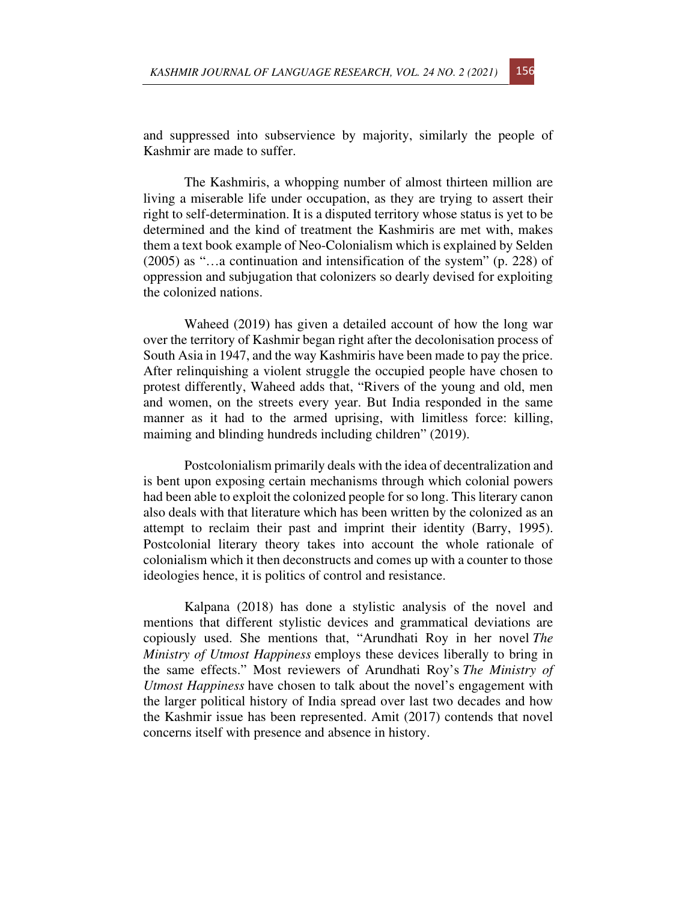and suppressed into subservience by majority, similarly the people of Kashmir are made to suffer.

The Kashmiris, a whopping number of almost thirteen million are living a miserable life under occupation, as they are trying to assert their right to self-determination. It is a disputed territory whose status is yet to be determined and the kind of treatment the Kashmiris are met with, makes them a text book example of Neo-Colonialism which is explained by Selden (2005) as "…a continuation and intensification of the system" (p. 228) of oppression and subjugation that colonizers so dearly devised for exploiting the colonized nations.

Waheed (2019) has given a detailed account of how the long war over the territory of Kashmir began right after the decolonisation process of South Asia in 1947, and the way Kashmiris have been made to pay the price. After relinquishing a violent struggle the occupied people have chosen to protest differently, Waheed adds that, "Rivers of the young and old, men and women, on the streets every year. But India responded in the same manner as it had to the armed uprising, with limitless force: killing, maiming and blinding hundreds including children" (2019).

Postcolonialism primarily deals with the idea of decentralization and is bent upon exposing certain mechanisms through which colonial powers had been able to exploit the colonized people for so long. This literary canon also deals with that literature which has been written by the colonized as an attempt to reclaim their past and imprint their identity (Barry, 1995). Postcolonial literary theory takes into account the whole rationale of colonialism which it then deconstructs and comes up with a counter to those ideologies hence, it is politics of control and resistance.

Kalpana (2018) has done a stylistic analysis of the novel and mentions that different stylistic devices and grammatical deviations are copiously used. She mentions that, "Arundhati Roy in her novel *The Ministry of Utmost Happiness* employs these devices liberally to bring in the same effects." Most reviewers of Arundhati Roy's *The Ministry of Utmost Happiness* have chosen to talk about the novel's engagement with the larger political history of India spread over last two decades and how the Kashmir issue has been represented. Amit (2017) contends that novel concerns itself with presence and absence in history.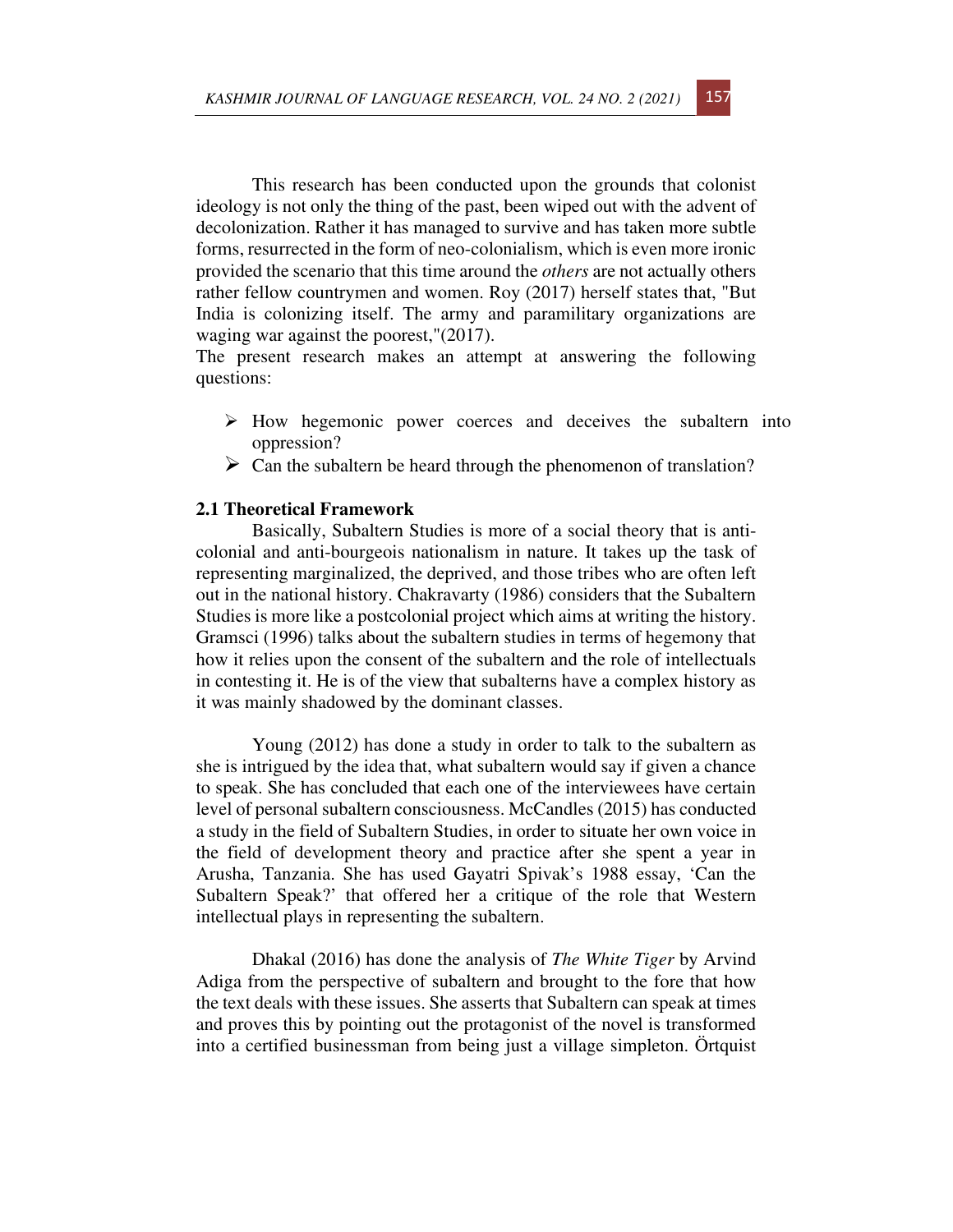This research has been conducted upon the grounds that colonist ideology is not only the thing of the past, been wiped out with the advent of decolonization. Rather it has managed to survive and has taken more subtle forms, resurrected in the form of neo-colonialism, which is even more ironic provided the scenario that this time around the *others* are not actually others rather fellow countrymen and women. Roy (2017) herself states that, "But India is colonizing itself. The army and paramilitary organizations are waging war against the poorest,"(2017).

The present research makes an attempt at answering the following questions:

- How hegemonic power coerces and deceives the subaltern into oppression?
- Can the subaltern be heard through the phenomenon of translation?

## 2.1 Theoretical Framework

Basically, Subaltern Studies is more of a social theory that is anti-colonial and anti-bourgeois nationalism in nature. It takes up the task of representing marginalized, the deprived, and those tribes who are often left out in the national history. Chakravarty (1986) considers that the Subaltern Studies is more like a postcolonial project which aims at writing the history. Gramsci (1996) talks about the subaltern studies in terms of hegemony that how it relies upon the consent of the subaltern and the role of intellectuals in contesting it. He is of the view that subalterns have a complex history as it was mainly shadowed by the dominant classes.

Young (2012) has done a study in order to talk to the subaltern as she is intrigued by the idea that, what subaltern would say if given a chance to speak. She has concluded that each one of the interviewees have certain level of personal subaltern consciousness. McCandles (2015) has conducted a study in the field of Subaltern Studies, in order to situate her own voice in the field of development theory and practice after she spent a year in Arusha, Tanzania. She has used Gayatri Spivak's 1988 essay, 'Can the Subaltern Speak?' that offered her a critique of the role that Western intellectual plays in representing the subaltern.

Dhakal (2016) has done the analysis of *The White Tiger* by Arvind Adiga from the perspective of subaltern and brought to the fore that how the text deals with these issues. She asserts that Subaltern can speak at times and proves this by pointing out the protagonist of the novel is transformed into a certified businessman from being just a village simpleton. Örtquist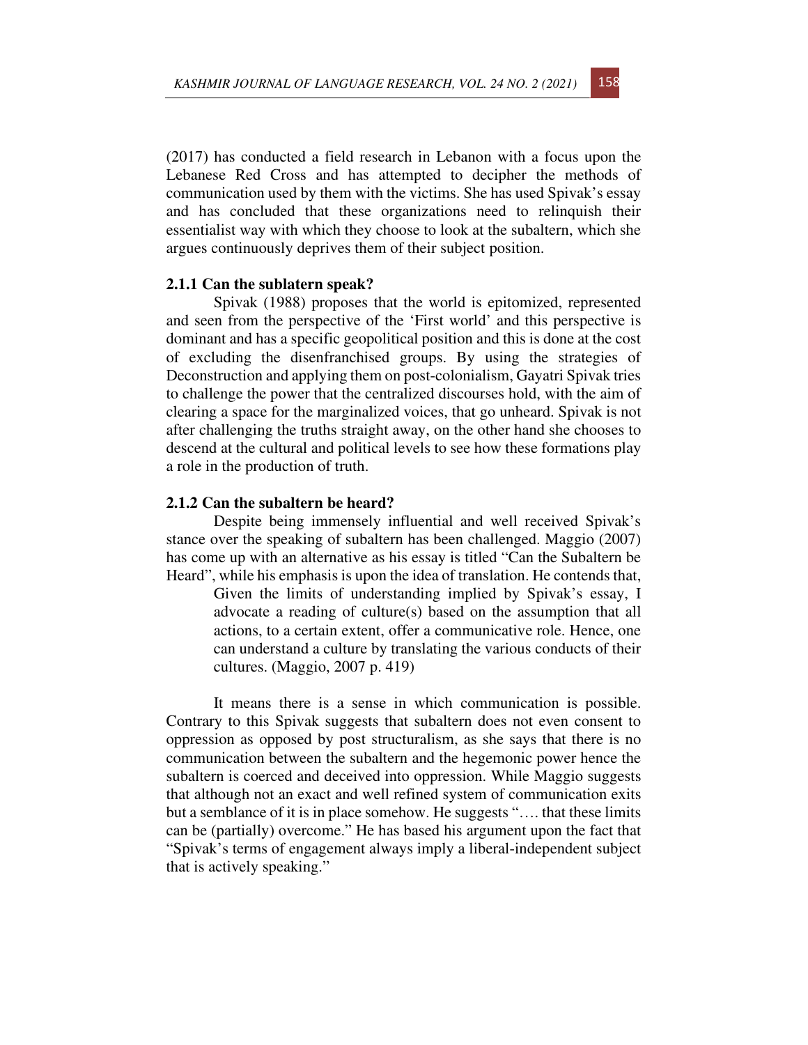(2017) has conducted a field research in Lebanon with a focus upon the Lebanese Red Cross and has attempted to decipher the methods of communication used by them with the victims. She has used Spivak's essay and has concluded that these organizations need to relinquish their essentialist way with which they choose to look at the subaltern, which she argues continuously deprives them of their subject position.

### 2.1.1 Can the sublatern speak?

Spivak (1988) proposes that the world is epitomized, represented and seen from the perspective of the 'First world' and this perspective is dominant and has a specific geopolitical position and this is done at the cost of excluding the disenfranchised groups. By using the strategies of Deconstruction and applying them on post-colonialism, Gayatri Spivak tries to challenge the power that the centralized discourses hold, with the aim of clearing a space for the marginalized voices, that go unheard. Spivak is not after challenging the truths straight away, on the other hand she chooses to descend at the cultural and political levels to see how these formations play a role in the production of truth.

### 2.1.2 Can the subaltern be heard?

Despite being immensely influential and well received Spivak's stance over the speaking of subaltern has been challenged. Maggio (2007) has come up with an alternative as his essay is titled "Can the Subaltern be Heard", while his emphasis is upon the idea of translation. He contends that,

> Given the limits of understanding implied by Spivak's essay, I advocate a reading of culture(s) based on the assumption that all actions, to a certain extent, offer a communicative role. Hence, one can understand a culture by translating the various conducts of their cultures. (Maggio, 2007 p. 419)

It means there is a sense in which communication is possible. Contrary to this Spivak suggests that subaltern does not even consent to oppression as opposed by post structuralism, as she says that there is no communication between the subaltern and the hegemonic power hence the subaltern is coerced and deceived into oppression. While Maggio suggests that although not an exact and well refined system of communication exits but a semblance of it is in place somehow. He suggests "…. that these limits can be (partially) overcome." He has based his argument upon the fact that "Spivak's terms of engagement always imply a liberal-independent subject that is actively speaking."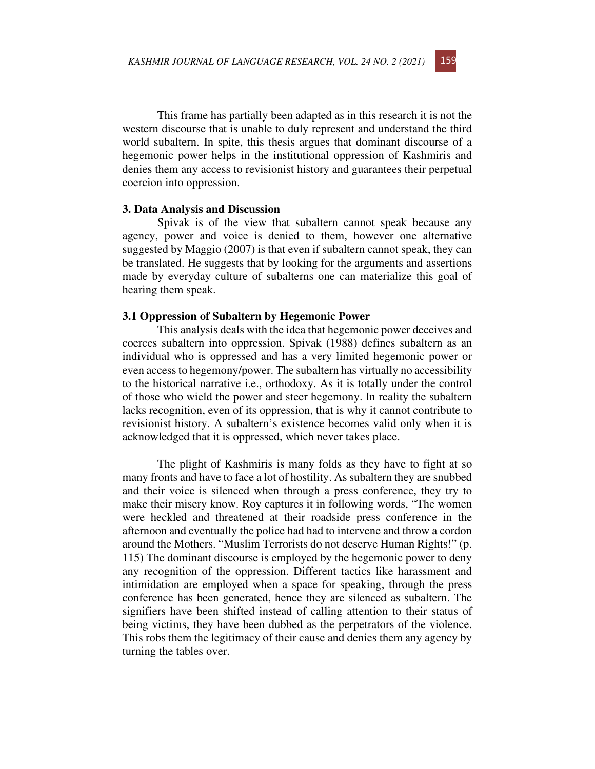This frame has partially been adapted as in this research it is not the western discourse that is unable to duly represent and understand the third world subaltern. In spite, this thesis argues that dominant discourse of a hegemonic power helps in the institutional oppression of Kashmiris and denies them any access to revisionist history and guarantees their perpetual coercion into oppression.

### 3. Data Analysis and Discussion

Spivak is of the view that subaltern cannot speak because any agency, power and voice is denied to them, however one alternative suggested by Maggio (2007) is that even if subaltern cannot speak, they can be translated. He suggests that by looking for the arguments and assertions made by everyday culture of subalterns one can materialize this goal of hearing them speak.

#### 3.1 Oppression of Subaltern by Hegemonic Power

This analysis deals with the idea that hegemonic power deceives and coerces subaltern into oppression. Spivak (1988) defines subaltern as an individual who is oppressed and has a very limited hegemonic power or even access to hegemony/power. The subaltern has virtually no accessibility to the historical narrative i.e., orthodoxy. As it is totally under the control of those who wield the power and steer hegemony. In reality the subaltern lacks recognition, even of its oppression, that is why it cannot contribute to revisionist history. A subaltern's existence becomes valid only when it is acknowledged that it is oppressed, which never takes place.

The plight of Kashmiris is many folds as they have to fight at so many fronts and have to face a lot of hostility. As subaltern they are snubbed and their voice is silenced when through a press conference, they try to make their misery know. Roy captures it in following words, "The women were heckled and threatened at their roadside press conference in the afternoon and eventually the police had had to intervene and throw a cordon around the Mothers. "Muslim Terrorists do not deserve Human Rights!" (p. 115) The dominant discourse is employed by the hegemonic power to deny any recognition of the oppression. Different tactics like harassment and intimidation are employed when a space for speaking, through the press conference has been generated, hence they are silenced as subaltern. The signifiers have been shifted instead of calling attention to their status of being victims, they have been dubbed as the perpetrators of the violence. This robs them the legitimacy of their cause and denies them any agency by turning the tables over.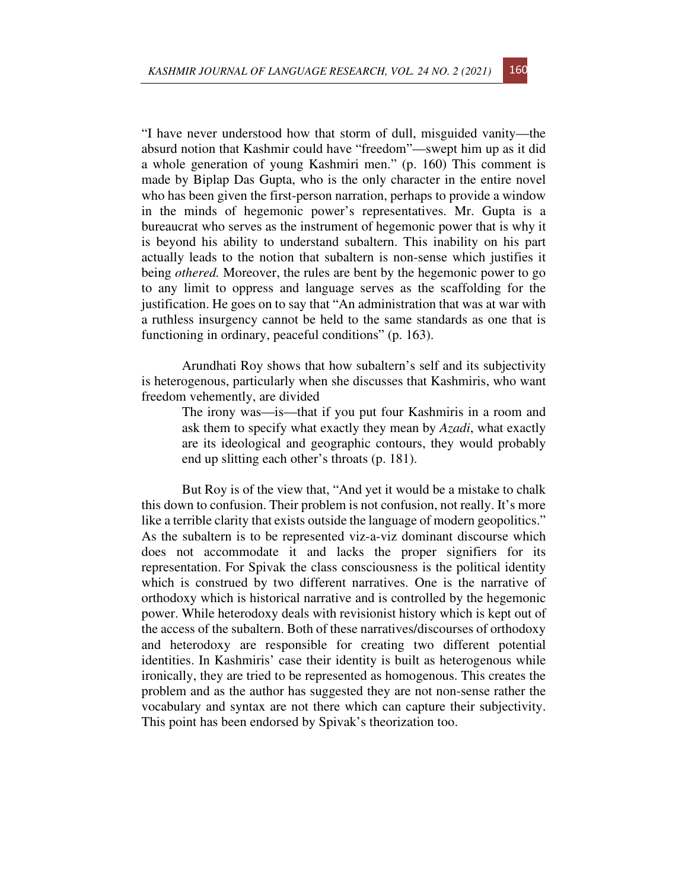"I have never understood how that storm of dull, misguided vanity—the absurd notion that Kashmir could have "freedom"—swept him up as it did a whole generation of young Kashmiri men." (p. 160) This comment is made by Biplap Das Gupta, who is the only character in the entire novel who has been given the first-person narration, perhaps to provide a window in the minds of hegemonic power's representatives. Mr. Gupta is a bureaucrat who serves as the instrument of hegemonic power that is why it is beyond his ability to understand subaltern. This inability on his part actually leads to the notion that subaltern is non-sense which justifies it being *othered.* Moreover, the rules are bent by the hegemonic power to go to any limit to oppress and language serves as the scaffolding for the justification. He goes on to say that "An administration that was at war with a ruthless insurgency cannot be held to the same standards as one that is functioning in ordinary, peaceful conditions" (p. 163).

Arundhati Roy shows that how subaltern's self and its subjectivity is heterogenous, particularly when she discusses that Kashmiris, who want freedom vehemently, are divided

> The irony was—is—that if you put four Kashmiris in a room and ask them to specify what exactly they mean by *Azadi*, what exactly are its ideological and geographic contours, they would probably end up slitting each other's throats (p. 181).

But Roy is of the view that, "And yet it would be a mistake to chalk this down to confusion. Their problem is not confusion, not really. It's more like a terrible clarity that exists outside the language of modern geopolitics." As the subaltern is to be represented viz-a-viz dominant discourse which does not accommodate it and lacks the proper signifiers for its representation. For Spivak the class consciousness is the political identity which is construed by two different narratives. One is the narrative of orthodoxy which is historical narrative and is controlled by the hegemonic power. While heterodoxy deals with revisionist history which is kept out of the access of the subaltern. Both of these narratives/discourses of orthodoxy and heterodoxy are responsible for creating two different potential identities. In Kashmiris' case their identity is built as heterogenous while ironically, they are tried to be represented as homogenous. This creates the problem and as the author has suggested they are not non-sense rather the vocabulary and syntax are not there which can capture their subjectivity. This point has been endorsed by Spivak's theorization too.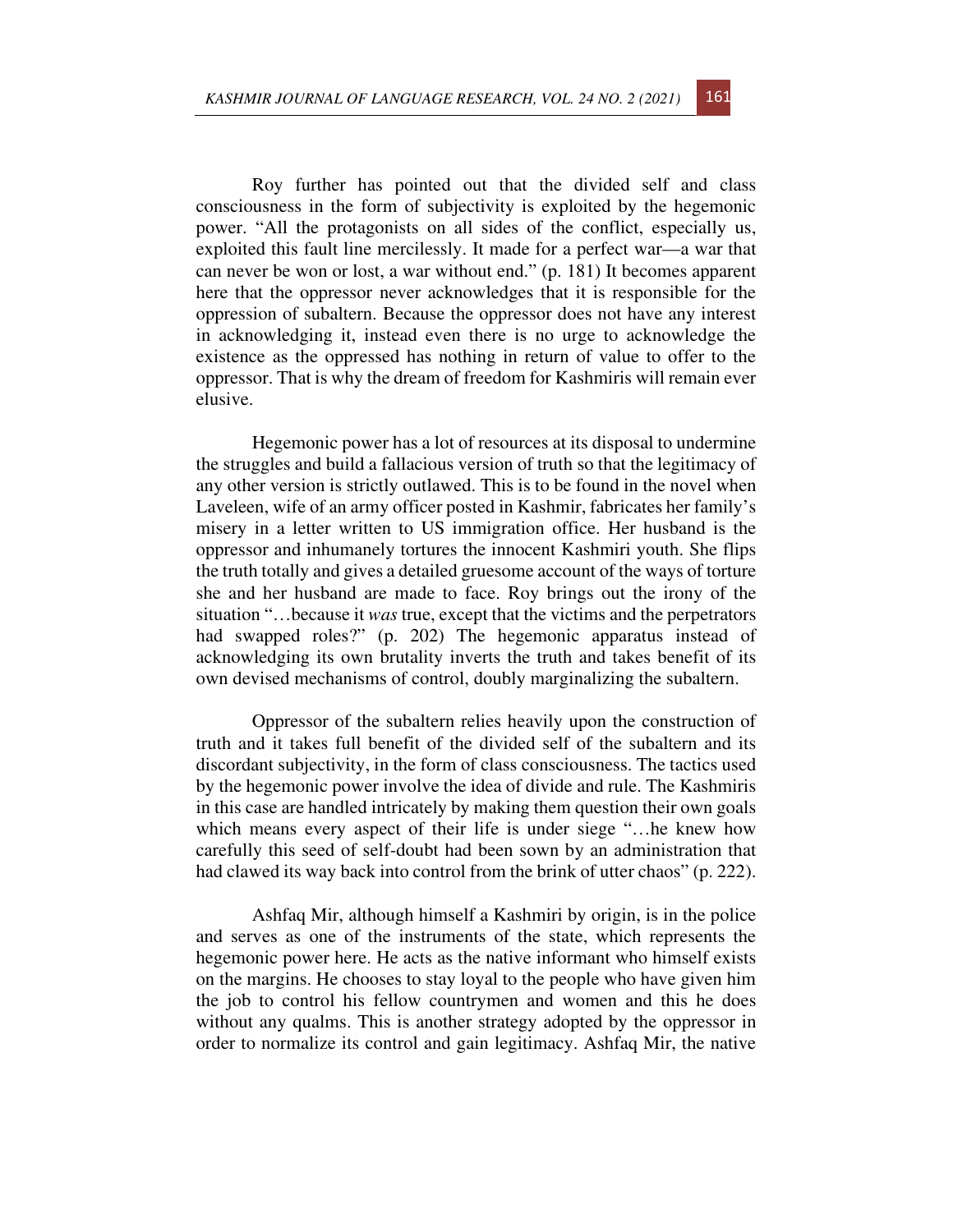Roy further has pointed out that the divided self and class consciousness in the form of subjectivity is exploited by the hegemonic power. "All the protagonists on all sides of the conflict, especially us, exploited this fault line mercilessly. It made for a perfect war—a war that can never be won or lost, a war without end." (p. 181) It becomes apparent here that the oppressor never acknowledges that it is responsible for the oppression of subaltern. Because the oppressor does not have any interest in acknowledging it, instead even there is no urge to acknowledge the existence as the oppressed has nothing in return of value to offer to the oppressor. That is why the dream of freedom for Kashmiris will remain ever elusive.

Hegemonic power has a lot of resources at its disposal to undermine the struggles and build a fallacious version of truth so that the legitimacy of any other version is strictly outlawed. This is to be found in the novel when Laveleen, wife of an army officer posted in Kashmir, fabricates her family's misery in a letter written to US immigration office. Her husband is the oppressor and inhumanely tortures the innocent Kashmiri youth. She flips the truth totally and gives a detailed gruesome account of the ways of torture she and her husband are made to face. Roy brings out the irony of the situation "…because it *was* true, except that the victims and the perpetrators had swapped roles?" (p. 202) The hegemonic apparatus instead of acknowledging its own brutality inverts the truth and takes benefit of its own devised mechanisms of control, doubly marginalizing the subaltern.

Oppressor of the subaltern relies heavily upon the construction of truth and it takes full benefit of the divided self of the subaltern and its discordant subjectivity, in the form of class consciousness. The tactics used by the hegemonic power involve the idea of divide and rule. The Kashmiris in this case are handled intricately by making them question their own goals which means every aspect of their life is under siege "…he knew how carefully this seed of self-doubt had been sown by an administration that had clawed its way back into control from the brink of utter chaos" (p. 222).

Ashfaq Mir, although himself a Kashmiri by origin, is in the police and serves as one of the instruments of the state, which represents the hegemonic power here. He acts as the native informant who himself exists on the margins. He chooses to stay loyal to the people who have given him the job to control his fellow countrymen and women and this he does without any qualms. This is another strategy adopted by the oppressor in order to normalize its control and gain legitimacy. Ashfaq Mir, the native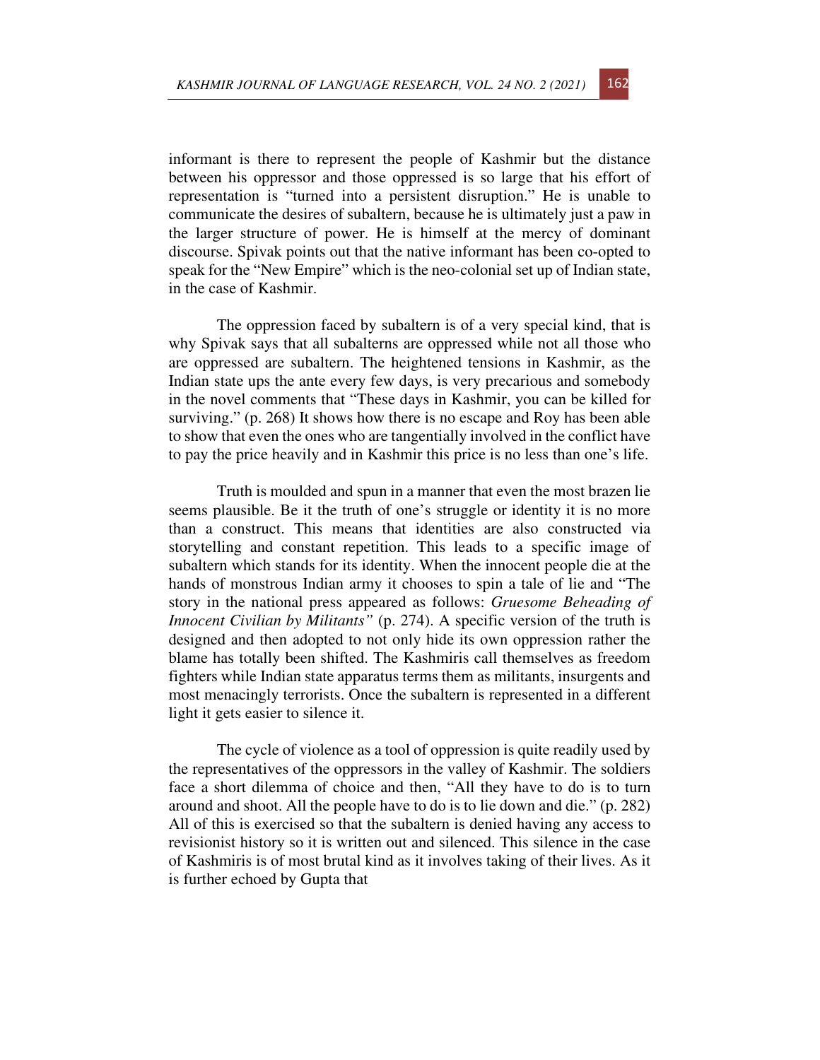informant is there to represent the people of Kashmir but the distance between his oppressor and those oppressed is so large that his effort of representation is "turned into a persistent disruption." He is unable to communicate the desires of subaltern, because he is ultimately just a paw in the larger structure of power. He is himself at the mercy of dominant discourse. Spivak points out that the native informant has been co-opted to speak for the "New Empire" which is the neo-colonial set up of Indian state, in the case of Kashmir.

The oppression faced by subaltern is of a very special kind, that is why Spivak says that all subalterns are oppressed while not all those who are oppressed are subaltern. The heightened tensions in Kashmir, as the Indian state ups the ante every few days, is very precarious and somebody in the novel comments that "These days in Kashmir, you can be killed for surviving." (p. 268) It shows how there is no escape and Roy has been able to show that even the ones who are tangentially involved in the conflict have to pay the price heavily and in Kashmir this price is no less than one's life.

Truth is moulded and spun in a manner that even the most brazen lie seems plausible. Be it the truth of one's struggle or identity it is no more than a construct. This means that identities are also constructed via storytelling and constant repetition. This leads to a specific image of subaltern which stands for its identity. When the innocent people die at the hands of monstrous Indian army it chooses to spin a tale of lie and "The story in the national press appeared as follows: *Gruesome Beheading of Innocent Civilian by Militants"* (p. 274). A specific version of the truth is designed and then adopted to not only hide its own oppression rather the blame has totally been shifted. The Kashmiris call themselves as freedom fighters while Indian state apparatus terms them as militants, insurgents and most menacingly terrorists. Once the subaltern is represented in a different light it gets easier to silence it.

The cycle of violence as a tool of oppression is quite readily used by the representatives of the oppressors in the valley of Kashmir. The soldiers face a short dilemma of choice and then, "All they have to do is to turn around and shoot. All the people have to do is to lie down and die." (p. 282) All of this is exercised so that the subaltern is denied having any access to revisionist history so it is written out and silenced. This silence in the case of Kashmiris is of most brutal kind as it involves taking of their lives. As it is further echoed by Gupta that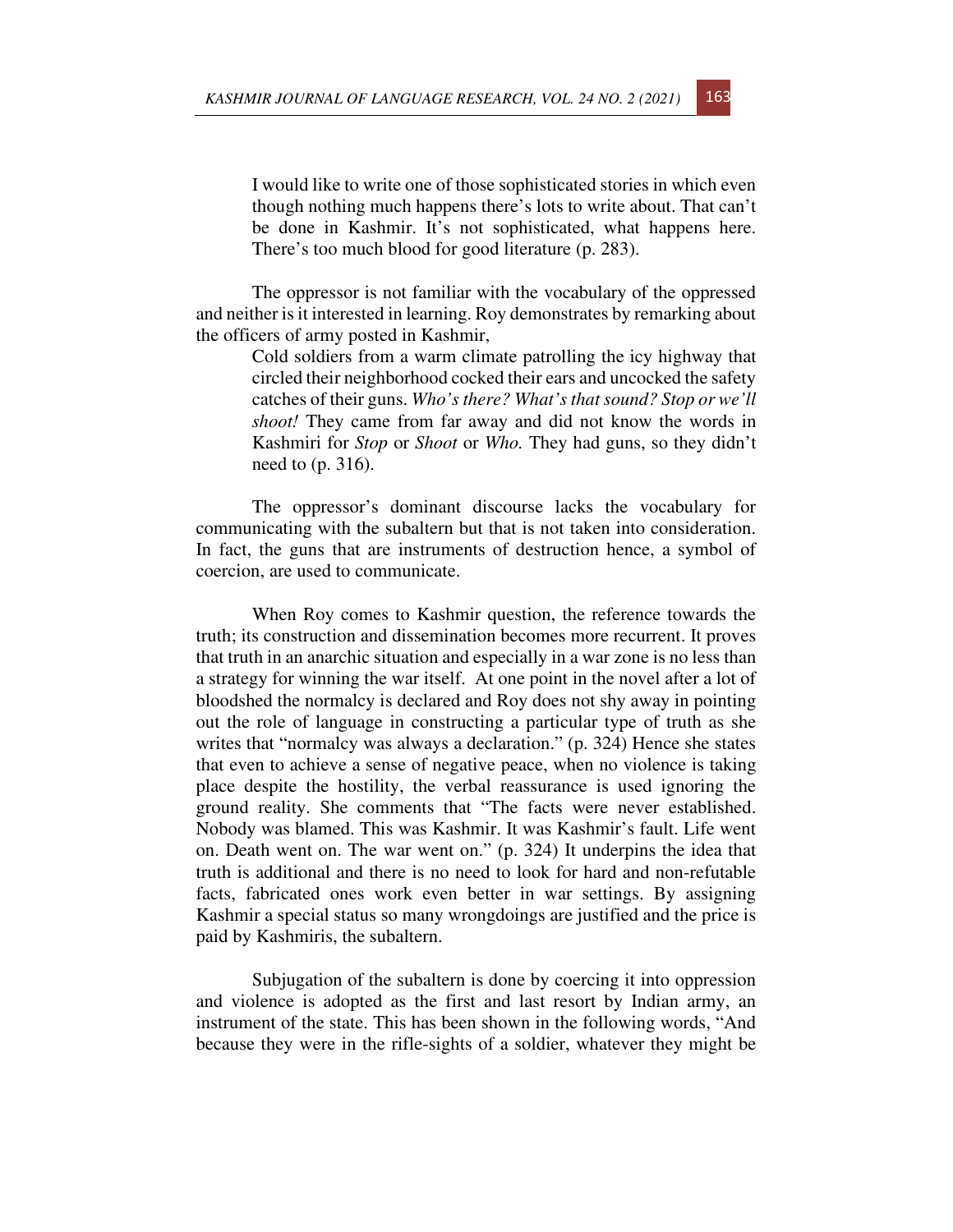> I would like to write one of those sophisticated stories in which even though nothing much happens there's lots to write about. That can't be done in Kashmir. It's not sophisticated, what happens here. There's too much blood for good literature (p. 283).

The oppressor is not familiar with the vocabulary of the oppressed and neither is it interested in learning. Roy demonstrates by remarking about the officers of army posted in Kashmir,

> Cold soldiers from a warm climate patrolling the icy highway that circled their neighborhood cocked their ears and uncocked the safety catches of their guns. *Who's there? What's that sound? Stop or we'll shoot!* They came from far away and did not know the words in Kashmiri for *Stop* or *Shoot* or *Who.* They had guns, so they didn't need to (p. 316).

The oppressor's dominant discourse lacks the vocabulary for communicating with the subaltern but that is not taken into consideration. In fact, the guns that are instruments of destruction hence, a symbol of coercion, are used to communicate.

When Roy comes to Kashmir question, the reference towards the truth; its construction and dissemination becomes more recurrent. It proves that truth in an anarchic situation and especially in a war zone is no less than a strategy for winning the war itself. At one point in the novel after a lot of bloodshed the normalcy is declared and Roy does not shy away in pointing out the role of language in constructing a particular type of truth as she writes that "normalcy was always a declaration." (p. 324) Hence she states that even to achieve a sense of negative peace, when no violence is taking place despite the hostility, the verbal reassurance is used ignoring the ground reality. She comments that "The facts were never established. Nobody was blamed. This was Kashmir. It was Kashmir's fault. Life went on. Death went on. The war went on." (p. 324) It underpins the idea that truth is additional and there is no need to look for hard and non-refutable facts, fabricated ones work even better in war settings. By assigning Kashmir a special status so many wrongdoings are justified and the price is paid by Kashmiris, the subaltern.

Subjugation of the subaltern is done by coercing it into oppression and violence is adopted as the first and last resort by Indian army, an instrument of the state. This has been shown in the following words, "And because they were in the rifle-sights of a soldier, whatever they might be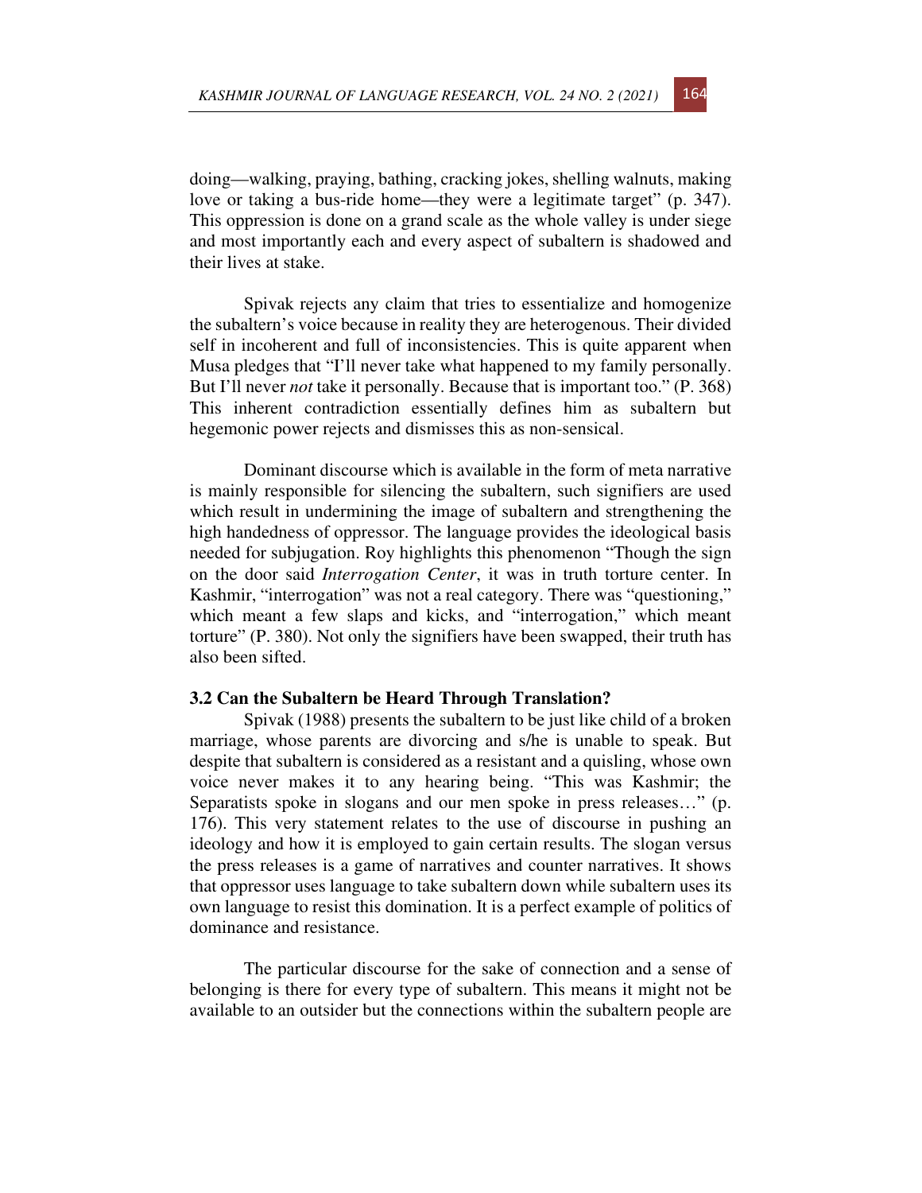doing—walking, praying, bathing, cracking jokes, shelling walnuts, making love or taking a bus-ride home—they were a legitimate target" (p. 347). This oppression is done on a grand scale as the whole valley is under siege and most importantly each and every aspect of subaltern is shadowed and their lives at stake.

Spivak rejects any claim that tries to essentialize and homogenize the subaltern's voice because in reality they are heterogenous. Their divided self in incoherent and full of inconsistencies. This is quite apparent when Musa pledges that "I'll never take what happened to my family personally. But I'll never *not* take it personally. Because that is important too." (P. 368) This inherent contradiction essentially defines him as subaltern but hegemonic power rejects and dismisses this as non-sensical.

Dominant discourse which is available in the form of meta narrative is mainly responsible for silencing the subaltern, such signifiers are used which result in undermining the image of subaltern and strengthening the high handedness of oppressor. The language provides the ideological basis needed for subjugation. Roy highlights this phenomenon "Though the sign on the door said *Interrogation Center*, it was in truth torture center. In Kashmir, "interrogation" was not a real category. There was "questioning," which meant a few slaps and kicks, and "interrogation," which meant torture" (P. 380). Not only the signifiers have been swapped, their truth has also been sifted.

### 3.2 Can the Subaltern be Heard Through Translation?

Spivak (1988) presents the subaltern to be just like child of a broken marriage, whose parents are divorcing and s/he is unable to speak. But despite that subaltern is considered as a resistant and a quisling, whose own voice never makes it to any hearing being. "This was Kashmir; the Separatists spoke in slogans and our men spoke in press releases…" (p. 176). This very statement relates to the use of discourse in pushing an ideology and how it is employed to gain certain results. The slogan versus the press releases is a game of narratives and counter narratives. It shows that oppressor uses language to take subaltern down while subaltern uses its own language to resist this domination. It is a perfect example of politics of dominance and resistance.

The particular discourse for the sake of connection and a sense of belonging is there for every type of subaltern. This means it might not be available to an outsider but the connections within the subaltern people are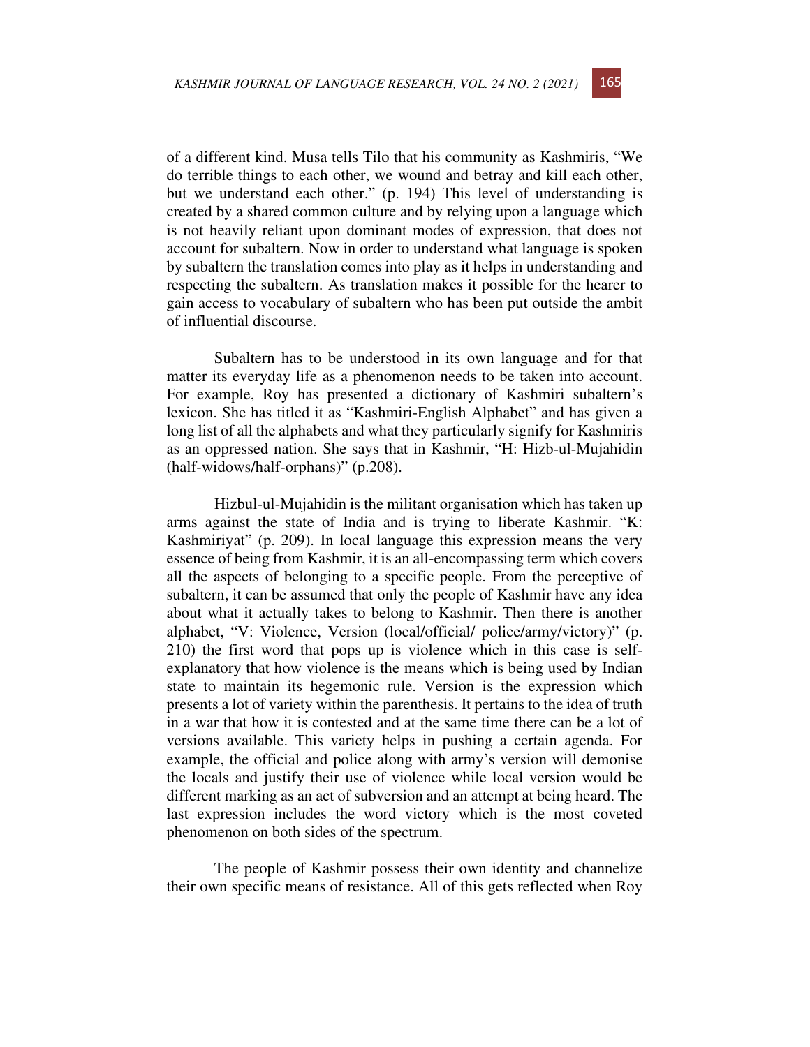of a different kind. Musa tells Tilo that his community as Kashmiris, "We do terrible things to each other, we wound and betray and kill each other, but we understand each other." (p. 194) This level of understanding is created by a shared common culture and by relying upon a language which is not heavily reliant upon dominant modes of expression, that does not account for subaltern. Now in order to understand what language is spoken by subaltern the translation comes into play as it helps in understanding and respecting the subaltern. As translation makes it possible for the hearer to gain access to vocabulary of subaltern who has been put outside the ambit of influential discourse.

Subaltern has to be understood in its own language and for that matter its everyday life as a phenomenon needs to be taken into account. For example, Roy has presented a dictionary of Kashmiri subaltern's lexicon. She has titled it as "Kashmiri-English Alphabet" and has given a long list of all the alphabets and what they particularly signify for Kashmiris as an oppressed nation. She says that in Kashmir, "H: Hizb-ul-Mujahidin (half-widows/half-orphans)" (p.208).

Hizbul-ul-Mujahidin is the militant organisation which has taken up arms against the state of India and is trying to liberate Kashmir. "K: Kashmiriyat" (p. 209). In local language this expression means the very essence of being from Kashmir, it is an all-encompassing term which covers all the aspects of belonging to a specific people. From the perceptive of subaltern, it can be assumed that only the people of Kashmir have any idea about what it actually takes to belong to Kashmir. Then there is another alphabet, "V: Violence, Version (local/official/ police/army/victory)" (p. 210) the first word that pops up is violence which in this case is self-explanatory that how violence is the means which is being used by Indian state to maintain its hegemonic rule. Version is the expression which presents a lot of variety within the parenthesis. It pertains to the idea of truth in a war that how it is contested and at the same time there can be a lot of versions available. This variety helps in pushing a certain agenda. For example, the official and police along with army's version will demonise the locals and justify their use of violence while local version would be different marking as an act of subversion and an attempt at being heard. The last expression includes the word victory which is the most coveted phenomenon on both sides of the spectrum.

The people of Kashmir possess their own identity and channelize their own specific means of resistance. All of this gets reflected when Roy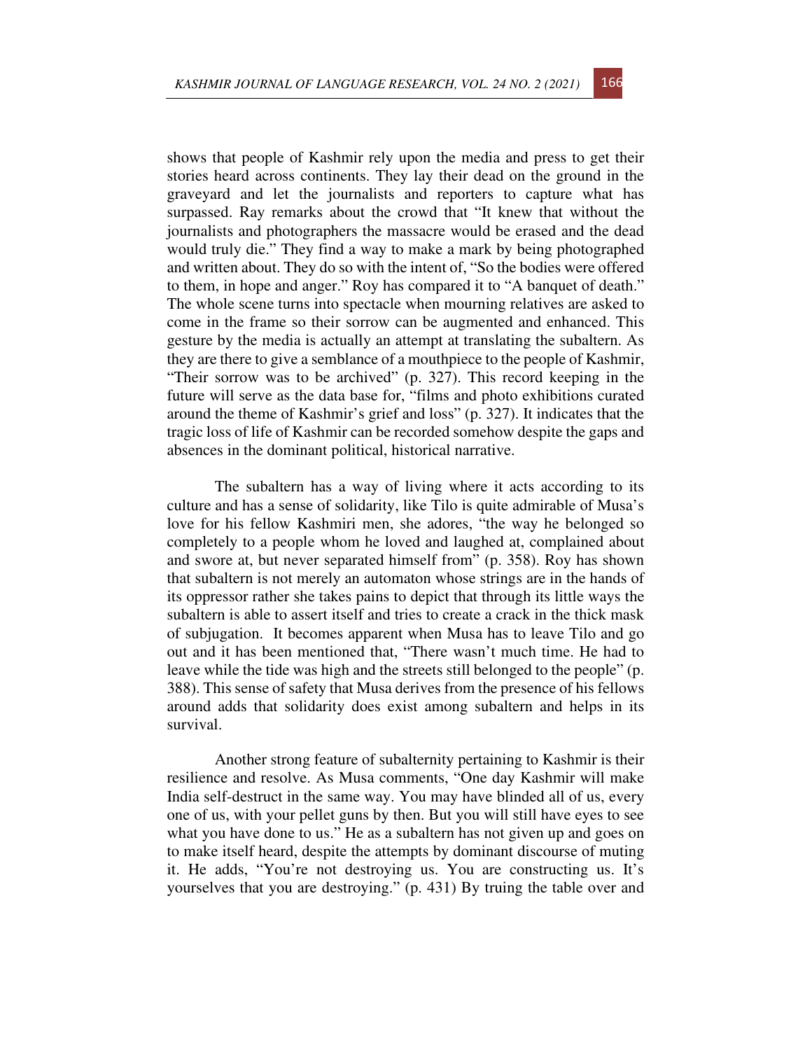shows that people of Kashmir rely upon the media and press to get their stories heard across continents. They lay their dead on the ground in the graveyard and let the journalists and reporters to capture what has surpassed. Ray remarks about the crowd that "It knew that without the journalists and photographers the massacre would be erased and the dead would truly die." They find a way to make a mark by being photographed and written about. They do so with the intent of, "So the bodies were offered to them, in hope and anger." Roy has compared it to "A banquet of death." The whole scene turns into spectacle when mourning relatives are asked to come in the frame so their sorrow can be augmented and enhanced. This gesture by the media is actually an attempt at translating the subaltern. As they are there to give a semblance of a mouthpiece to the people of Kashmir, "Their sorrow was to be archived" (p. 327). This record keeping in the future will serve as the data base for, "films and photo exhibitions curated around the theme of Kashmir's grief and loss" (p. 327). It indicates that the tragic loss of life of Kashmir can be recorded somehow despite the gaps and absences in the dominant political, historical narrative.

The subaltern has a way of living where it acts according to its culture and has a sense of solidarity, like Tilo is quite admirable of Musa's love for his fellow Kashmiri men, she adores, "the way he belonged so completely to a people whom he loved and laughed at, complained about and swore at, but never separated himself from" (p. 358). Roy has shown that subaltern is not merely an automaton whose strings are in the hands of its oppressor rather she takes pains to depict that through its little ways the subaltern is able to assert itself and tries to create a crack in the thick mask of subjugation. It becomes apparent when Musa has to leave Tilo and go out and it has been mentioned that, "There wasn't much time. He had to leave while the tide was high and the streets still belonged to the people" (p. 388). This sense of safety that Musa derives from the presence of his fellows around adds that solidarity does exist among subaltern and helps in its survival.

Another strong feature of subalternity pertaining to Kashmir is their resilience and resolve. As Musa comments, "One day Kashmir will make India self-destruct in the same way. You may have blinded all of us, every one of us, with your pellet guns by then. But you will still have eyes to see what you have done to us." He as a subaltern has not given up and goes on to make itself heard, despite the attempts by dominant discourse of muting it. He adds, "You're not destroying us. You are constructing us. It's yourselves that you are destroying." (p. 431) By truing the table over and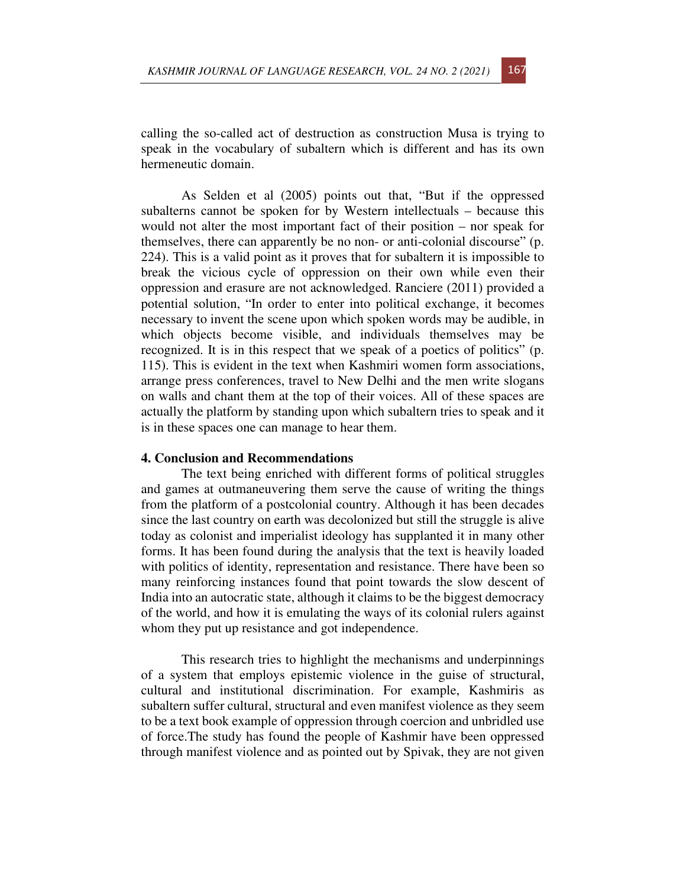calling the so-called act of destruction as construction Musa is trying to speak in the vocabulary of subaltern which is different and has its own hermeneutic domain.

As Selden et al (2005) points out that, "But if the oppressed subalterns cannot be spoken for by Western intellectuals – because this would not alter the most important fact of their position – nor speak for themselves, there can apparently be no non- or anti-colonial discourse" (p. 224). This is a valid point as it proves that for subaltern it is impossible to break the vicious cycle of oppression on their own while even their oppression and erasure are not acknowledged. Ranciere (2011) provided a potential solution, "In order to enter into political exchange, it becomes necessary to invent the scene upon which spoken words may be audible, in which objects become visible, and individuals themselves may be recognized. It is in this respect that we speak of a poetics of politics" (p. 115). This is evident in the text when Kashmiri women form associations, arrange press conferences, travel to New Delhi and the men write slogans on walls and chant them at the top of their voices. All of these spaces are actually the platform by standing upon which subaltern tries to speak and it is in these spaces one can manage to hear them.

## 4. Conclusion and Recommendations

The text being enriched with different forms of political struggles and games at outmaneuvering them serve the cause of writing the things from the platform of a postcolonial country. Although it has been decades since the last country on earth was decolonized but still the struggle is alive today as colonist and imperialist ideology has supplanted it in many other forms. It has been found during the analysis that the text is heavily loaded with politics of identity, representation and resistance. There have been so many reinforcing instances found that point towards the slow descent of India into an autocratic state, although it claims to be the biggest democracy of the world, and how it is emulating the ways of its colonial rulers against whom they put up resistance and got independence.

This research tries to highlight the mechanisms and underpinnings of a system that employs epistemic violence in the guise of structural, cultural and institutional discrimination. For example, Kashmiris as subaltern suffer cultural, structural and even manifest violence as they seem to be a text book example of oppression through coercion and unbridled use of force.The study has found the people of Kashmir have been oppressed through manifest violence and as pointed out by Spivak, they are not given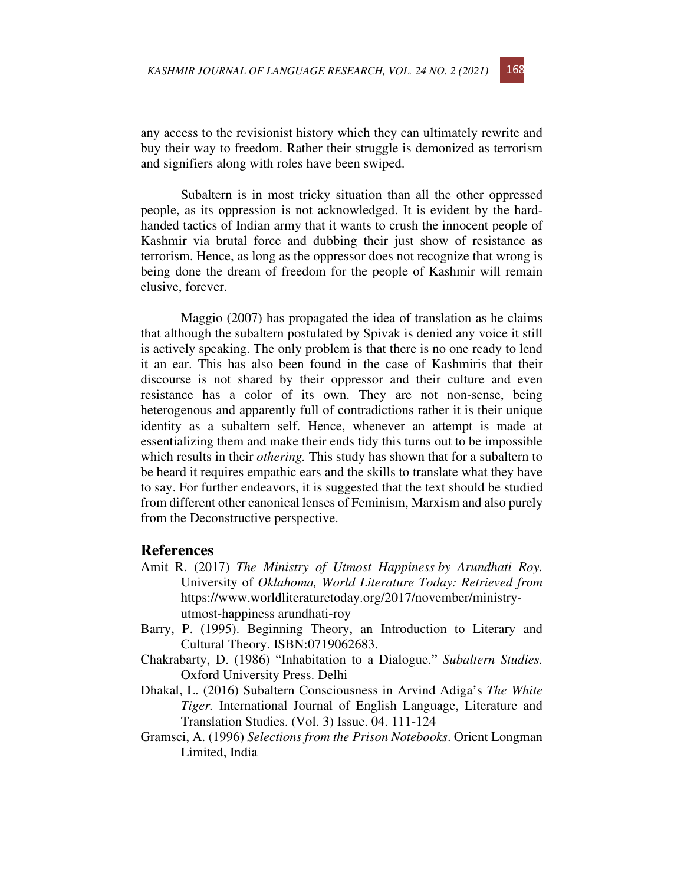any access to the revisionist history which they can ultimately rewrite and buy their way to freedom. Rather their struggle is demonized as terrorism and signifiers along with roles have been swiped.

Subaltern is in most tricky situation than all the other oppressed people, as its oppression is not acknowledged. It is evident by the hard-handed tactics of Indian army that it wants to crush the innocent people of Kashmir via brutal force and dubbing their just show of resistance as terrorism. Hence, as long as the oppressor does not recognize that wrong is being done the dream of freedom for the people of Kashmir will remain elusive, forever.

Maggio (2007) has propagated the idea of translation as he claims that although the subaltern postulated by Spivak is denied any voice it still is actively speaking. The only problem is that there is no one ready to lend it an ear. This has also been found in the case of Kashmiris that their discourse is not shared by their oppressor and their culture and even resistance has a color of its own. They are not non-sense, being heterogenous and apparently full of contradictions rather it is their unique identity as a subaltern self. Hence, whenever an attempt is made at essentializing them and make their ends tidy this turns out to be impossible which results in their *othering.* This study has shown that for a subaltern to be heard it requires empathic ears and the skills to translate what they have to say. For further endeavors, it is suggested that the text should be studied from different other canonical lenses of Feminism, Marxism and also purely from the Deconstructive perspective.

## References

Amit R. (2017) *The Ministry of Utmost Happiness by Arundhati Roy.* University of *Oklahoma, World Literature Today: Retrieved from* https://www.worldliteraturetoday.org/2017/november/ministry-utmost-happiness arundhati-roy

Barry, P. (1995). Beginning Theory, an Introduction to Literary and Cultural Theory. ISBN:0719062683.

Chakrabarty, D. (1986) "Inhabitation to a Dialogue." *Subaltern Studies.* Oxford University Press. Delhi

Dhakal, L. (2016) Subaltern Consciousness in Arvind Adiga's *The White Tiger.* International Journal of English Language, Literature and Translation Studies. (Vol. 3) Issue. 04. 111-124

Gramsci, A. (1996) *Selections from the Prison Notebooks*. Orient Longman Limited, India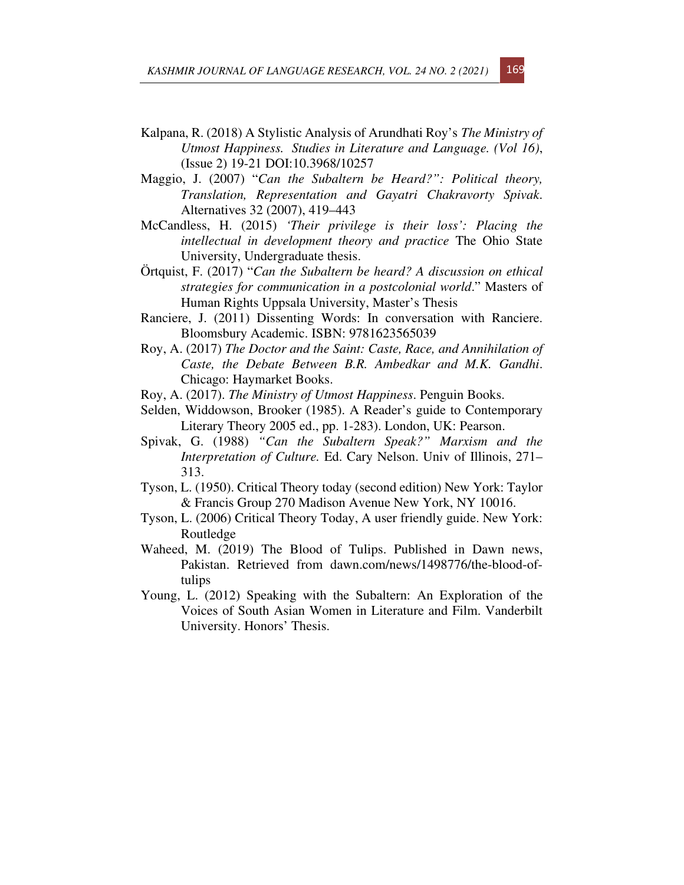Kalpana, R. (2018) A Stylistic Analysis of Arundhati Roy's *The Ministry of Utmost Happiness. Studies in Literature and Language. (Vol 16)*, (Issue 2) 19-21 DOI:10.3968/10257

Maggio, J. (2007) "*Can the Subaltern be Heard?": Political theory, Translation, Representation and Gayatri Chakravorty Spivak*. Alternatives 32 (2007), 419–443

McCandless, H. (2015) *'Their privilege is their loss': Placing the intellectual in development theory and practice* The Ohio State University, Undergraduate thesis.

Örtquist, F. (2017) "*Can the Subaltern be heard? A discussion on ethical strategies for communication in a postcolonial world*." Masters of Human Rights Uppsala University, Master's Thesis

Ranciere, J. (2011) Dissenting Words: In conversation with Ranciere. Bloomsbury Academic. ISBN: 9781623565039

Roy, A. (2017) *The Doctor and the Saint: Caste, Race, and Annihilation of Caste, the Debate Between B.R. Ambedkar and M.K. Gandhi*. Chicago: Haymarket Books.

Roy, A. (2017). *The Ministry of Utmost Happiness*. Penguin Books.

Selden, Widdowson, Brooker (1985). A Reader's guide to Contemporary Literary Theory 2005 ed., pp. 1-283). London, UK: Pearson.

Spivak, G. (1988) *"Can the Subaltern Speak?" Marxism and the Interpretation of Culture.* Ed. Cary Nelson. Univ of Illinois, 271–313.

Tyson, L. (1950). Critical Theory today (second edition) New York: Taylor & Francis Group 270 Madison Avenue New York, NY 10016.

Tyson, L. (2006) Critical Theory Today, A user friendly guide. New York: Routledge

Waheed, M. (2019) The Blood of Tulips. Published in Dawn news, Pakistan. Retrieved from dawn.com/news/1498776/the-blood-of-tulips

Young, L. (2012) Speaking with the Subaltern: An Exploration of the Voices of South Asian Women in Literature and Film. Vanderbilt University. Honors' Thesis.